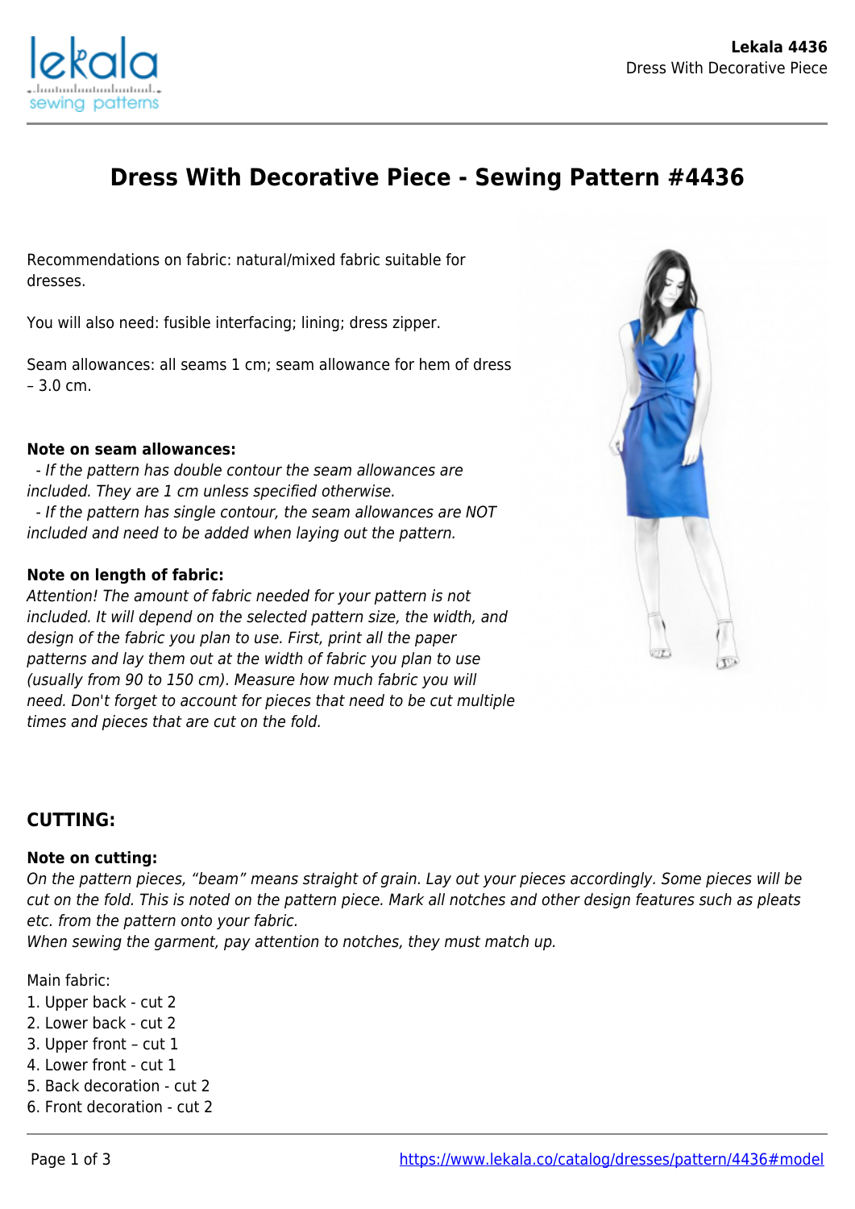# Dress With Decorative Piece - Sewing Pattern #4436

Recommendations on fabric: natural/mixed fabric suitable for dresses.

You will also need: fusible interfacing; lining; dress zipper.

Seam allowances: all seams 1 cm; seam allowance for hem of dress – 3.0 cm.

**Note on seam allowances:**
*- If the pattern has double contour the seam allowances are included. They are 1 cm unless specified otherwise.*
*- If the pattern has single contour, the seam allowances are NOT included and need to be added when laying out the pattern.*

**Note on length of fabric:**
*Attention! The amount of fabric needed for your pattern is not included. It will depend on the selected pattern size, the width, and design of the fabric you plan to use. First, print all the paper patterns and lay them out at the width of fabric you plan to use (usually from 90 to 150 cm). Measure how much fabric you will need. Don't forget to account for pieces that need to be cut multiple times and pieces that are cut on the fold.*

## CUTTING:

**Note on cutting:**
*On the pattern pieces, "beam" means straight of grain. Lay out your pieces accordingly. Some pieces will be cut on the fold. This is noted on the pattern piece. Mark all notches and other design features such as pleats etc. from the pattern onto your fabric.*
*When sewing the garment, pay attention to notches, they must match up.*

Main fabric:
1. Upper back - cut 2
2. Lower back - cut 2
3. Upper front – cut 1
4. Lower front - cut 1
5. Back decoration - cut 2
6. Front decoration - cut 2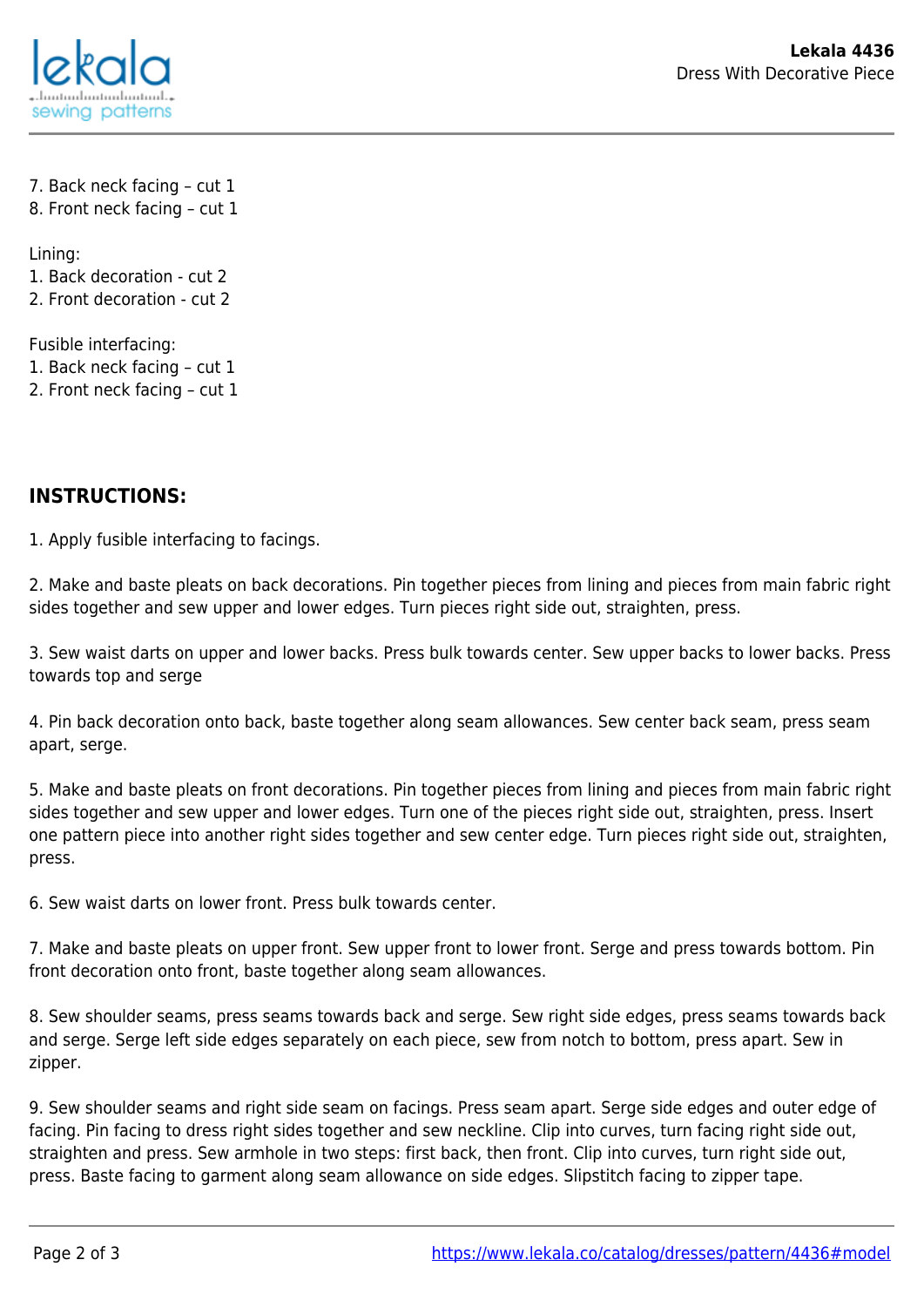7. Back neck facing – cut 1
8. Front neck facing – cut 1

Lining:
1. Back decoration - cut 2
2. Front decoration - cut 2

Fusible interfacing:
1. Back neck facing – cut 1
2. Front neck facing – cut 1

## INSTRUCTIONS:

1. Apply fusible interfacing to facings.

2. Make and baste pleats on back decorations. Pin together pieces from lining and pieces from main fabric right sides together and sew upper and lower edges. Turn pieces right side out, straighten, press.

3. Sew waist darts on upper and lower backs. Press bulk towards center. Sew upper backs to lower backs. Press towards top and serge

4. Pin back decoration onto back, baste together along seam allowances. Sew center back seam, press seam apart, serge.

5. Make and baste pleats on front decorations. Pin together pieces from lining and pieces from main fabric right sides together and sew upper and lower edges. Turn one of the pieces right side out, straighten, press. Insert one pattern piece into another right sides together and sew center edge. Turn pieces right side out, straighten, press.

6. Sew waist darts on lower front. Press bulk towards center.

7. Make and baste pleats on upper front. Sew upper front to lower front. Serge and press towards bottom. Pin front decoration onto front, baste together along seam allowances.

8. Sew shoulder seams, press seams towards back and serge. Sew right side edges, press seams towards back and serge. Serge left side edges separately on each piece, sew from notch to bottom, press apart. Sew in zipper.

9. Sew shoulder seams and right side seam on facings. Press seam apart. Serge side edges and outer edge of facing. Pin facing to dress right sides together and sew neckline. Clip into curves, turn facing right side out, straighten and press. Sew armhole in two steps: first back, then front. Clip into curves, turn right side out, press. Baste facing to garment along seam allowance on side edges. Slipstitch facing to zipper tape.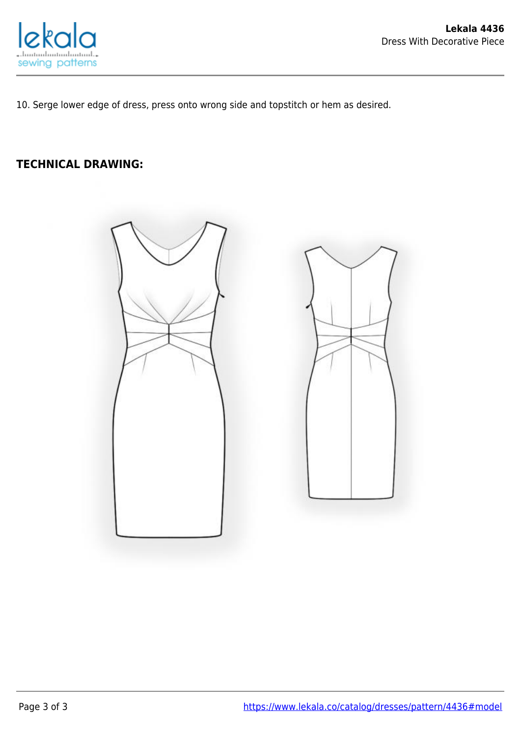10. Serge lower edge of dress, press onto wrong side and topstitch or hem as desired.

## TECHNICAL DRAWING: